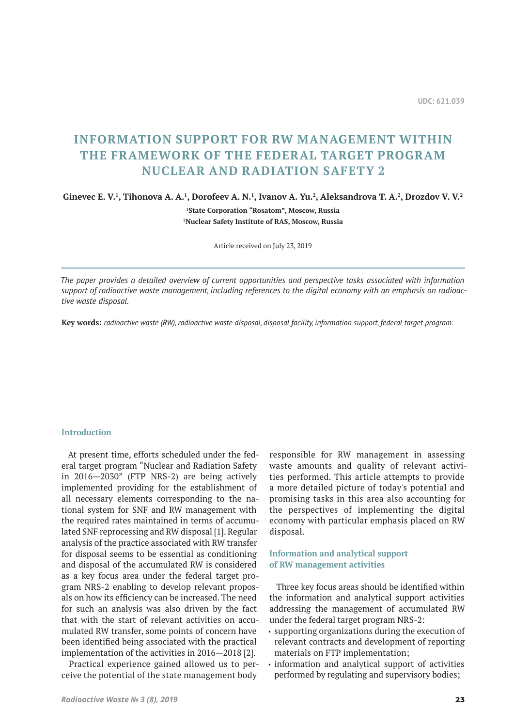UDC: 621.039

# INFORMATION SUPPORT FOR RW MANAGEMENT WITHIN THE FRAMEWORK OF THE FEDERAL TARGET PROGRAM NUCLEAR AND RADIATION SAFETY 2

**Ginevec E. V.[1], Tihonova A. A.[1], Dorofeev A. N.[1], Ivanov A. Yu.[2], Aleksandrova T. A.[2], Drozdov V. V.[2]**

**[1]State Corporation "Rosatom", Moscow, Russia**
**[2]Nuclear Safety Institute of RAS, Moscow, Russia**

Article received on July 23, 2019

*The paper provides a detailed overview of current opportunities and perspective tasks associated with information support of radioactive waste management, including references to the digital economy with an emphasis on radioactive waste disposal.*

**Key words:** *radioactive waste (RW), radioactive waste disposal, disposal facility, information support, federal target program.*

## Introduction

At present time, efforts scheduled under the federal target program "Nuclear and Radiation Safety in 2016—2030" (FTP NRS-2) are being actively implemented providing for the establishment of all necessary elements corresponding to the national system for SNF and RW management with the required rates maintained in terms of accumulated SNF reprocessing and RW disposal [1]. Regular analysis of the practice associated with RW transfer for disposal seems to be essential as conditioning and disposal of the accumulated RW is considered as a key focus area under the federal target program NRS-2 enabling to develop relevant proposals on how its efficiency can be increased. The need for such an analysis was also driven by the fact that with the start of relevant activities on accumulated RW transfer, some points of concern have been identified being associated with the practical implementation of the activities in 2016—2018 [2].

Practical experience gained allowed us to perceive the potential of the state management body responsible for RW management in assessing waste amounts and quality of relevant activities performed. This article attempts to provide a more detailed picture of today's potential and promising tasks in this area also accounting for the perspectives of implementing the digital economy with particular emphasis placed on RW disposal.

## Information and analytical support of RW management activities

Three key focus areas should be identified within the information and analytical support activities addressing the management of accumulated RW under the federal target program NRS-2:

- supporting organizations during the execution of relevant contracts and development of reporting materials on FTP implementation;
- information and analytical support of activities performed by regulating and supervisory bodies;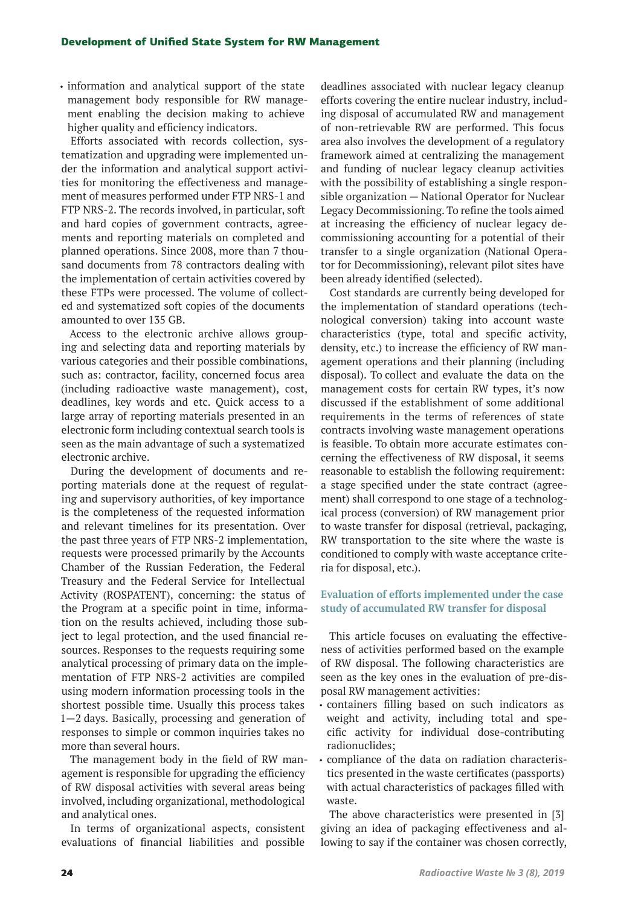- information and analytical support of the state management body responsible for RW management enabling the decision making to achieve higher quality and efficiency indicators.

Efforts associated with records collection, systematization and upgrading were implemented under the information and analytical support activities for monitoring the effectiveness and management of measures performed under FTP NRS-1 and FTP NRS-2. The records involved, in particular, soft and hard copies of government contracts, agreements and reporting materials on completed and planned operations. Since 2008, more than 7 thousand documents from 78 contractors dealing with the implementation of certain activities covered by these FTPs were processed. The volume of collected and systematized soft copies of the documents amounted to over 135 GB.

Access to the electronic archive allows grouping and selecting data and reporting materials by various categories and their possible combinations, such as: contractor, facility, concerned focus area (including radioactive waste management), cost, deadlines, key words and etc. Quick access to a large array of reporting materials presented in an electronic form including contextual search tools is seen as the main advantage of such a systematized electronic archive.

During the development of documents and reporting materials done at the request of regulating and supervisory authorities, of key importance is the completeness of the requested information and relevant timelines for its presentation. Over the past three years of FTP NRS-2 implementation, requests were processed primarily by the Accounts Chamber of the Russian Federation, the Federal Treasury and the Federal Service for Intellectual Activity (ROSPATENT), concerning: the status of the Program at a specific point in time, information on the results achieved, including those subject to legal protection, and the used financial resources. Responses to the requests requiring some analytical processing of primary data on the implementation of FTP NRS-2 activities are compiled using modern information processing tools in the shortest possible time. Usually this process takes 1—2 days. Basically, processing and generation of responses to simple or common inquiries takes no more than several hours.

The management body in the field of RW management is responsible for upgrading the efficiency of RW disposal activities with several areas being involved, including organizational, methodological and analytical ones.

In terms of organizational aspects, consistent evaluations of financial liabilities and possible deadlines associated with nuclear legacy cleanup efforts covering the entire nuclear industry, including disposal of accumulated RW and management of non-retrievable RW are performed. This focus area also involves the development of a regulatory framework aimed at centralizing the management and funding of nuclear legacy cleanup activities with the possibility of establishing a single responsible organization — National Operator for Nuclear Legacy Decommissioning. To refine the tools aimed at increasing the efficiency of nuclear legacy decommissioning accounting for a potential of their transfer to a single organization (National Operator for Decommissioning), relevant pilot sites have been already identified (selected).

Cost standards are currently being developed for the implementation of standard operations (technological conversion) taking into account waste characteristics (type, total and specific activity, density, etc.) to increase the efficiency of RW management operations and their planning (including disposal). To collect and evaluate the data on the management costs for certain RW types, it's now discussed if the establishment of some additional requirements in the terms of references of state contracts involving waste management operations is feasible. To obtain more accurate estimates concerning the effectiveness of RW disposal, it seems reasonable to establish the following requirement: a stage specified under the state contract (agreement) shall correspond to one stage of a technological process (conversion) of RW management prior to waste transfer for disposal (retrieval, packaging, RW transportation to the site where the waste is conditioned to comply with waste acceptance criteria for disposal, etc.).

## Evaluation of efforts implemented under the case study of accumulated RW transfer for disposal

This article focuses on evaluating the effectiveness of activities performed based on the example of RW disposal. The following characteristics are seen as the key ones in the evaluation of pre-disposal RW management activities:

- containers filling based on such indicators as weight and activity, including total and specific activity for individual dose-contributing radionuclides;
- compliance of the data on radiation characteristics presented in the waste certificates (passports) with actual characteristics of packages filled with waste.

The above characteristics were presented in [3] giving an idea of packaging effectiveness and allowing to say if the container was chosen correctly,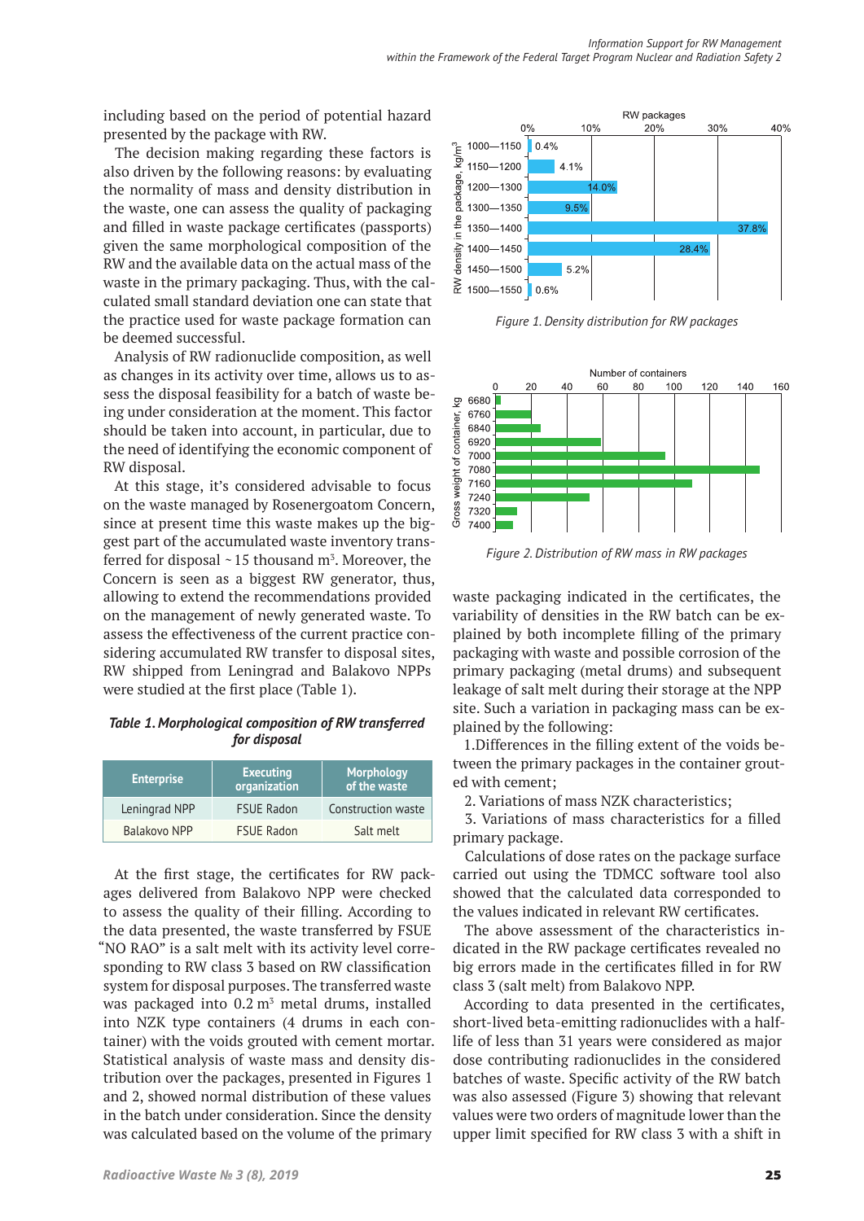including based on the period of potential hazard presented by the package with RW.

The decision making regarding these factors is also driven by the following reasons: by evaluating the normality of mass and density distribution in the waste, one can assess the quality of packaging and filled in waste package certificates (passports) given the same morphological composition of the RW and the available data on the actual mass of the waste in the primary packaging. Thus, with the calculated small standard deviation one can state that the practice used for waste package formation can be deemed successful.

Analysis of RW radionuclide composition, as well as changes in its activity over time, allows us to assess the disposal feasibility for a batch of waste being under consideration at the moment. This factor should be taken into account, in particular, due to the need of identifying the economic component of RW disposal.

At this stage, it's considered advisable to focus on the waste managed by Rosenergoatom Concern, since at present time this waste makes up the biggest part of the accumulated waste inventory transferred for disposal ~ 15 thousand m³. Moreover, the Concern is seen as a biggest RW generator, thus, allowing to extend the recommendations provided on the management of newly generated waste. To assess the effectiveness of the current practice considering accumulated RW transfer to disposal sites, RW shipped from Leningrad and Balakovo NPPs were studied at the first place (Table 1).

***Table 1. Morphological composition of RW transferred for disposal***

| Enterprise | Executing organization | Morphology of the waste |
|---|---|---|
| Leningrad NPP | FSUE Radon | Construction waste |
| Balakovo NPP | FSUE Radon | Salt melt |

At the first stage, the certificates for RW packages delivered from Balakovo NPP were checked to assess the quality of their filling. According to the data presented, the waste transferred by FSUE "NO RAO" is a salt melt with its activity level corresponding to RW class 3 based on RW classification system for disposal purposes. The transferred waste was packaged into 0.2 m³ metal drums, installed into NZK type containers (4 drums in each container) with the voids grouted with cement mortar. Statistical analysis of waste mass and density distribution over the packages, presented in Figures 1 and 2, showed normal distribution of these values in the batch under consideration. Since the density was calculated based on the volume of the primary waste packaging indicated in the certificates, the variability of densities in the RW batch can be explained by both incomplete filling of the primary packaging with waste and possible corrosion of the primary packaging (metal drums) and subsequent leakage of salt melt during their storage at the NPP site. Such a variation in packaging mass can be explained by the following:

1. Differences in the filling extent of the voids between the primary packages in the container grouted with cement;
2. Variations of mass NZK characteristics;
3. Variations of mass characteristics for a filled primary package.

*Figure 1. Density distribution for RW packages*

*Figure 2. Distribution of RW mass in RW packages*

Calculations of dose rates on the package surface carried out using the TDMCC software tool also showed that the calculated data corresponded to the values indicated in relevant RW certificates.

The above assessment of the characteristics indicated in the RW package certificates revealed no big errors made in the certificates filled in for RW class 3 (salt melt) from Balakovo NPP.

According to data presented in the certificates, short-lived beta-emitting radionuclides with a half-life of less than 31 years were considered as major dose contributing radionuclides in the considered batches of waste. Specific activity of the RW batch was also assessed (Figure 3) showing that relevant values were two orders of magnitude lower than the upper limit specified for RW class 3 with a shift in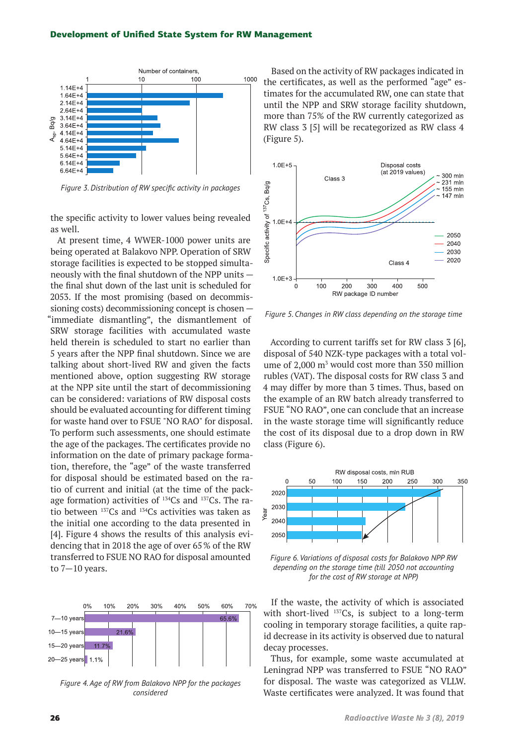Figure 3. Distribution of RW specific activity in packages

the specific activity to lower values being revealed as well.

At present time, 4 WWER-1000 power units are being operated at Balakovo NPP. Operation of SRW storage facilities is expected to be stopped simultaneously with the final shutdown of the NPP units — the final shut down of the last unit is scheduled for 2053. If the most promising (based on decommissioning costs) decommissioning concept is chosen — "immediate dismantling", the dismantlement of SRW storage facilities with accumulated waste held therein is scheduled to start no earlier than 5 years after the NPP final shutdown. Since we are talking about short-lived RW and given the facts mentioned above, option suggesting RW storage at the NPP site until the start of decommissioning can be considered: variations of RW disposal costs should be evaluated accounting for different timing for waste hand over to FSUE "NO RAO" for disposal. To perform such assessments, one should estimate the age of the packages. The certificates provide no information on the date of primary package formation, therefore, the "age" of the waste transferred for disposal should be estimated based on the ratio of current and initial (at the time of the package formation) activities of $^{134}$Cs and $^{137}$Cs. The ratio between $^{137}$Cs and $^{134}$Cs activities was taken as the initial one according to the data presented in [4]. Figure 4 shows the results of this analysis evidencing that in 2018 the age of over 65 % of the RW transferred to FSUE NO RAO for disposal amounted to 7—10 years.

Figure 4. Age of RW from Balakovo NPP for the packages considered

Based on the activity of RW packages indicated in the certificates, as well as the performed "age" estimates for the accumulated RW, one can state that until the NPP and SRW storage facility shutdown, more than 75% of the RW currently categorized as RW class 3 [5] will be recategorized as RW class 4 (Figure 5).

Figure 5. Changes in RW class depending on the storage time

According to current tariffs set for RW class 3 [6], disposal of 540 NZK-type packages with a total volume of 2,000 m$^3$ would cost more than 350 million rubles (VAT). The disposal costs for RW class 3 and 4 may differ by more than 3 times. Thus, based on the example of an RW batch already transferred to FSUE "NO RAO", one can conclude that an increase in the waste storage time will significantly reduce the cost of its disposal due to a drop down in RW class (Figure 6).

Figure 6. Variations of disposal costs for Balakovo NPP RW depending on the storage time (till 2050 not accounting for the cost of RW storage at NPP)

If the waste, the activity of which is associated with short-lived $^{137}$Cs, is subject to a long-term cooling in temporary storage facilities, a quite rapid decrease in its activity is observed due to natural decay processes.

Thus, for example, some waste accumulated at Leningrad NPP was transferred to FSUE "NO RAO" for disposal. The waste was categorized as VLLW. Waste certificates were analyzed. It was found that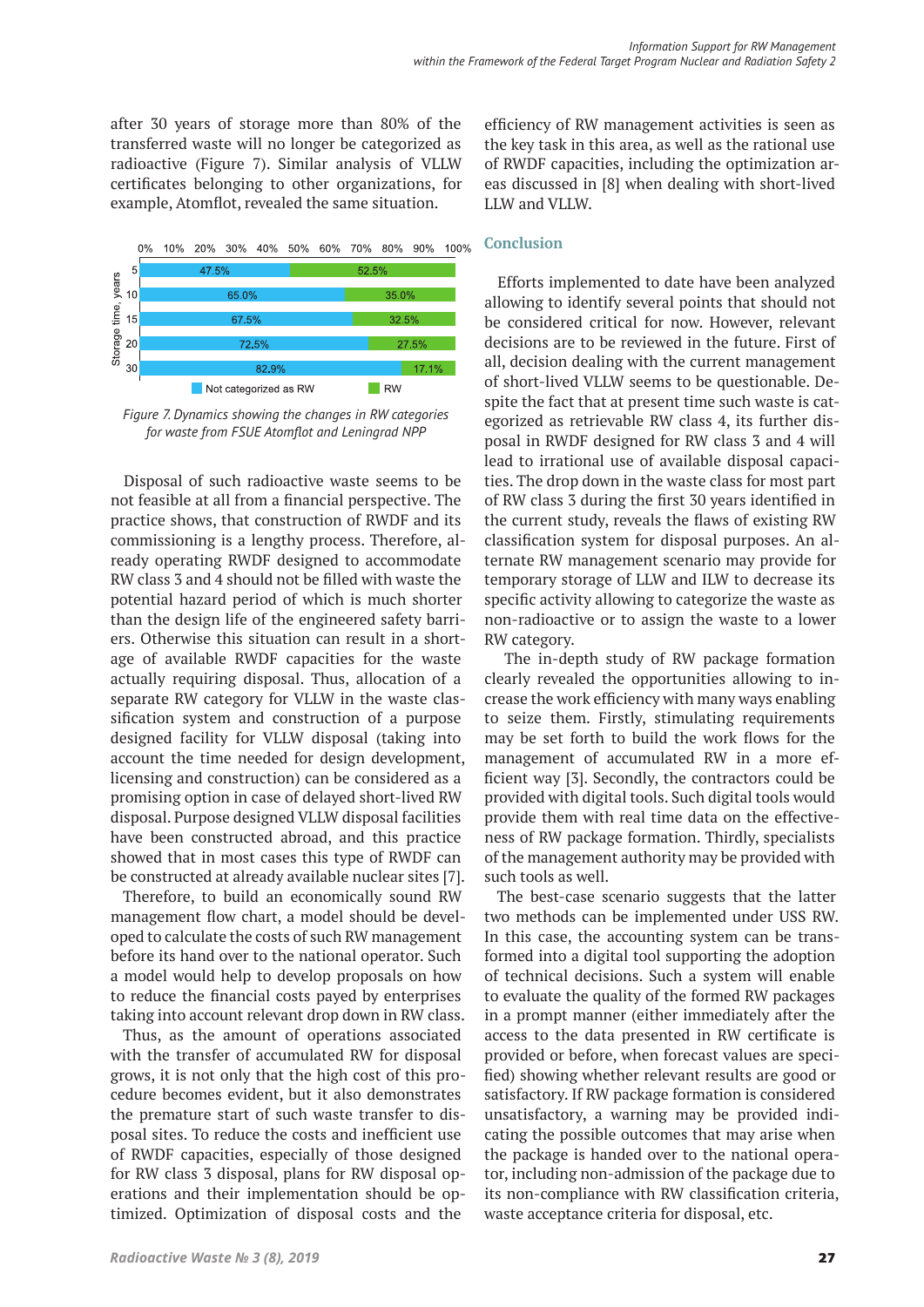after 30 years of storage more than 80% of the transferred waste will no longer be categorized as radioactive (Figure 7). Similar analysis of VLLW certificates belonging to other organizations, for example, Atomflot, revealed the same situation.

*Figure 7. Dynamics showing the changes in RW categories for waste from FSUE Atomflot and Leningrad NPP*

Disposal of such radioactive waste seems to be not feasible at all from a financial perspective. The practice shows, that construction of RWDF and its commissioning is a lengthy process. Therefore, already operating RWDF designed to accommodate RW class 3 and 4 should not be filled with waste the potential hazard period of which is much shorter than the design life of the engineered safety barriers. Otherwise this situation can result in a shortage of available RWDF capacities for the waste actually requiring disposal. Thus, allocation of a separate RW category for VLLW in the waste classification system and construction of a purpose designed facility for VLLW disposal (taking into account the time needed for design development, licensing and construction) can be considered as a promising option in case of delayed short-lived RW disposal. Purpose designed VLLW disposal facilities have been constructed abroad, and this practice showed that in most cases this type of RWDF can be constructed at already available nuclear sites [7].

Therefore, to build an economically sound RW management flow chart, a model should be developed to calculate the costs of such RW management before its hand over to the national operator. Such a model would help to develop proposals on how to reduce the financial costs payed by enterprises taking into account relevant drop down in RW class.

Thus, as the amount of operations associated with the transfer of accumulated RW for disposal grows, it is not only that the high cost of this procedure becomes evident, but it also demonstrates the premature start of such waste transfer to disposal sites. To reduce the costs and inefficient use of RWDF capacities, especially of those designed for RW class 3 disposal, plans for RW disposal operations and their implementation should be optimized. Optimization of disposal costs and the efficiency of RW management activities is seen as the key task in this area, as well as the rational use of RWDF capacities, including the optimization areas discussed in [8] when dealing with short-lived LLW and VLLW.

## Conclusion

Efforts implemented to date have been analyzed allowing to identify several points that should not be considered critical for now. However, relevant decisions are to be reviewed in the future. First of all, decision dealing with the current management of short-lived VLLW seems to be questionable. Despite the fact that at present time such waste is categorized as retrievable RW class 4, its further disposal in RWDF designed for RW class 3 and 4 will lead to irrational use of available disposal capacities. The drop down in the waste class for most part of RW class 3 during the first 30 years identified in the current study, reveals the flaws of existing RW classification system for disposal purposes. An alternate RW management scenario may provide for temporary storage of LLW and ILW to decrease its specific activity allowing to categorize the waste as non-radioactive or to assign the waste to a lower RW category.

The in-depth study of RW package formation clearly revealed the opportunities allowing to increase the work efficiency with many ways enabling to seize them. Firstly, stimulating requirements may be set forth to build the work flows for the management of accumulated RW in a more efficient way [3]. Secondly, the contractors could be provided with digital tools. Such digital tools would provide them with real time data on the effectiveness of RW package formation. Thirdly, specialists of the management authority may be provided with such tools as well.

The best-case scenario suggests that the latter two methods can be implemented under USS RW. In this case, the accounting system can be transformed into a digital tool supporting the adoption of technical decisions. Such a system will enable to evaluate the quality of the formed RW packages in a prompt manner (either immediately after the access to the data presented in RW certificate is provided or before, when forecast values are specified) showing whether relevant results are good or satisfactory. If RW package formation is considered unsatisfactory, a warning may be provided indicating the possible outcomes that may arise when the package is handed over to the national operator, including non-admission of the package due to its non-compliance with RW classification criteria, waste acceptance criteria for disposal, etc.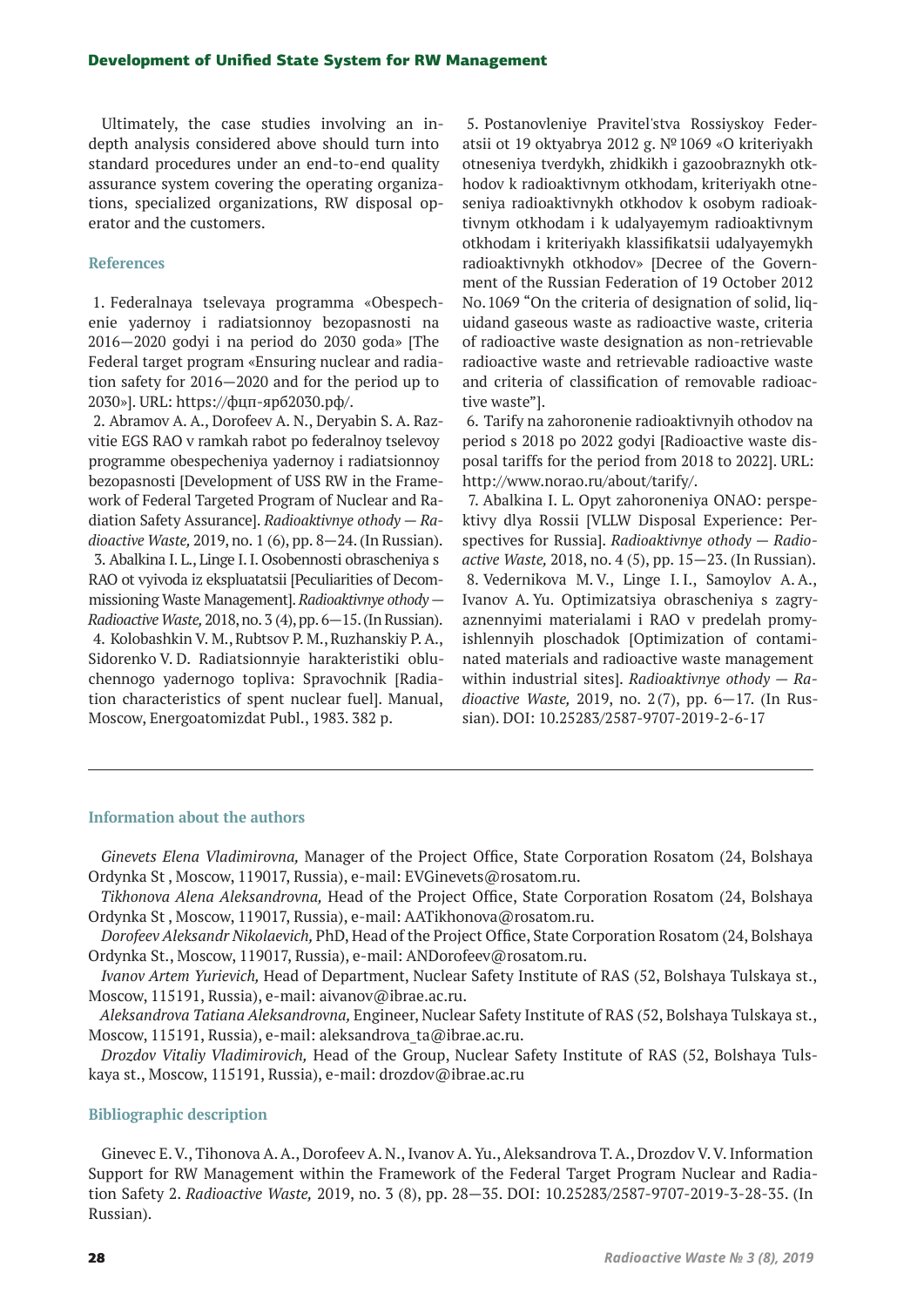Ultimately, the case studies involving an in-depth analysis considered above should turn into standard procedures under an end-to-end quality assurance system covering the operating organizations, specialized organizations, RW disposal operator and the customers.

## References

1. Federalnaya tselevaya programma «Obespechenie yadernoy i radiatsionnoy bezopasnosti na 2016—2020 godyi i na period do 2030 goda» [The Federal target program «Ensuring nuclear and radiation safety for 2016—2020 and for the period up to 2030»]. URL: https://фцп-ярб2030.рф/.
2. Abramov A. A., Dorofeev A. N., Deryabin S. A. Razvitie EGS RAO v ramkah rabot po federalnoy tselevoy programme obespecheniya yadernoy i radiatsionnoy bezopasnosti [Development of USS RW in the Framework of Federal Targeted Program of Nuclear and Radiation Safety Assurance]. *Radioaktivnye othody — Radioactive Waste,* 2019, no. 1 (6), pp. 8—24. (In Russian).
3. Abalkina I. L., Linge I. I. Osobennosti obrascheniya s RAO ot vyivoda iz ekspluatatsii [Peculiarities of Decommissioning Waste Management]. *Radioaktivnye othody — Radioactive Waste,* 2018, no. 3 (4), pp. 6—15. (In Russian).
4. Kolobashkin V. M., Rubtsov P. M., Ruzhanskiy P. A., Sidorenko V. D. Radiatsionnyie harakteristiki obluchennogo yadernogo topliva: Spravochnik [Radiation characteristics of spent nuclear fuel]. Manual, Moscow, Energoatomizdat Publ., 1983. 382 p.
5. Postanovleniye Pravitel'stva Rossiyskoy Federatsii ot 19 oktyabrya 2012 g. № 1069 «O kriteriyakh otneseniya tverdykh, zhidkikh i gazoobraznykh otkhodov k radioaktivnym otkhodam, kriteriyakh otneseniya radioaktivnykh otkhodov k osobym radioaktivnym otkhodam i k udalyayemym radioaktivnym otkhodam i kriteriyakh klassifikatsii udalyayemykh radioaktivnykh otkhodov» [Decree of the Government of the Russian Federation of 19 October 2012 No. 1069 "On the criteria of designation of solid, liquidand gaseous waste as radioactive waste, criteria of radioactive waste designation as non-retrievable radioactive waste and retrievable radioactive waste and criteria of classification of removable radioactive waste"].
6. Tarify na zahoronenie radioaktivnyih othodov na period s 2018 po 2022 godyi [Radioactive waste disposal tariffs for the period from 2018 to 2022]. URL: http://www.norao.ru/about/tarify/.
7. Abalkina I. L. Opyt zahoroneniya ONAO: perspektivy dlya Rossii [VLLW Disposal Experience: Perspectives for Russia]. *Radioaktivnye othody — Radioactive Waste,* 2018, no. 4 (5), pp. 15—23. (In Russian).
8. Vedernikova M. V., Linge I. I., Samoylov A. A., Ivanov A. Yu. Optimizatsiya obrascheniya s zagryaznennyimi materialami i RAO v predelah promyishlennyih ploschadok [Optimization of contaminated materials and radioactive waste management within industrial sites]. *Radioaktivnye othody — Radioactive Waste,* 2019, no. 2 (7), pp. 6—17. (In Russian). DOI: 10.25283/2587-9707-2019-2-6-17

## Information about the authors

*Ginevets Elena Vladimirovna,* Manager of the Project Office, State Corporation Rosatom (24, Bolshaya Ordynka St , Moscow, 119017, Russia), e-mail: EVGinevets@rosatom.ru.

*Tikhonova Alena Aleksandrovna,* Head of the Project Office, State Corporation Rosatom (24, Bolshaya Ordynka St , Moscow, 119017, Russia), e-mail: AATikhonova@rosatom.ru.

*Dorofeev Aleksandr Nikolaevich,* PhD, Head of the Project Office, State Corporation Rosatom (24, Bolshaya Ordynka St., Moscow, 119017, Russia), e-mail: ANDorofeev@rosatom.ru.

*Ivanov Artem Yurievich,* Head of Department, Nuclear Safety Institute of RAS (52, Bolshaya Tulskaya st., Moscow, 115191, Russia), e-mail: aivanov@ibrae.ac.ru.

*Aleksandrova Tatiana Aleksandrovna,* Engineer, Nuclear Safety Institute of RAS (52, Bolshaya Tulskaya st., Moscow, 115191, Russia), e-mail: aleksandrova_ta@ibrae.ac.ru.

*Drozdov Vitaliy Vladimirovich,* Head of the Group, Nuclear Safety Institute of RAS (52, Bolshaya Tulskaya st., Moscow, 115191, Russia), e-mail: drozdov@ibrae.ac.ru

## Bibliographic description

Ginevec E. V., Tihonova A. A., Dorofeev A. N., Ivanov A. Yu., Aleksandrova T. A., Drozdov V. V. Information Support for RW Management within the Framework of the Federal Target Program Nuclear and Radiation Safety 2. *Radioactive Waste,* 2019, no. 3 (8), pp. 28—35. DOI: 10.25283/2587-9707-2019-3-28-35. (In Russian).